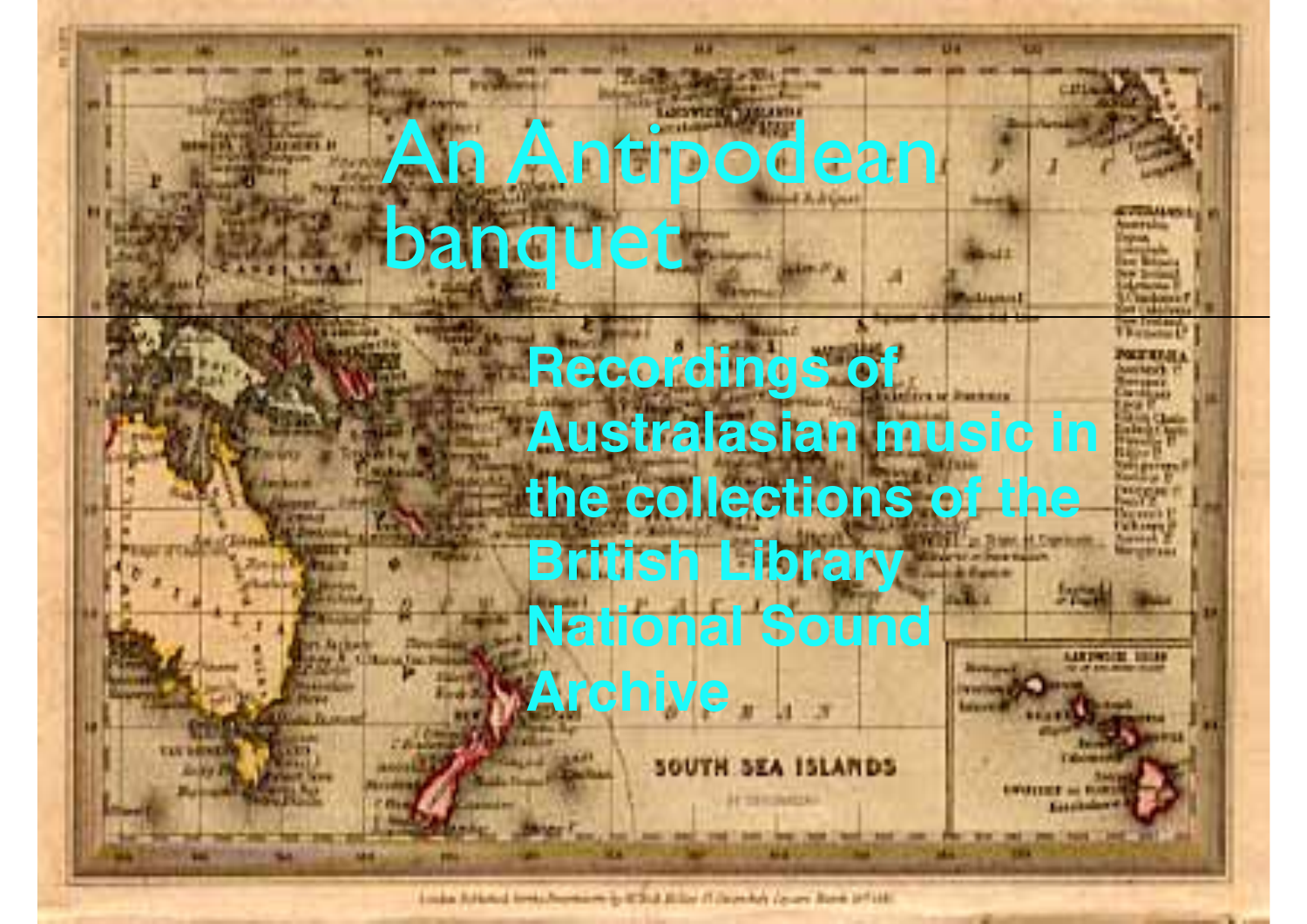# An Antipodean banquet

**Recordings of Australasian music in the collections of the British Library National Sound Archive**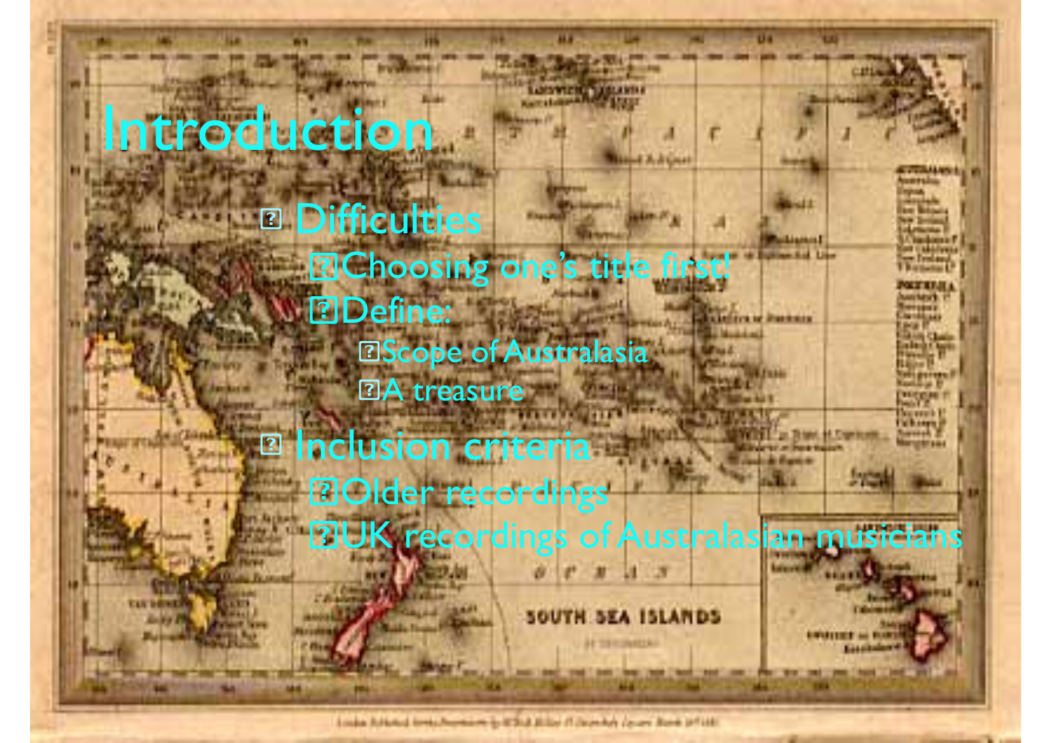# Introduction

- Difficulties
  - Choosing one's title first!
  - Define:
    - Scope of Australasia
    - A treasure
- Inclusion criteria
  - Older recordings
  - UK recordings of Australasian musicians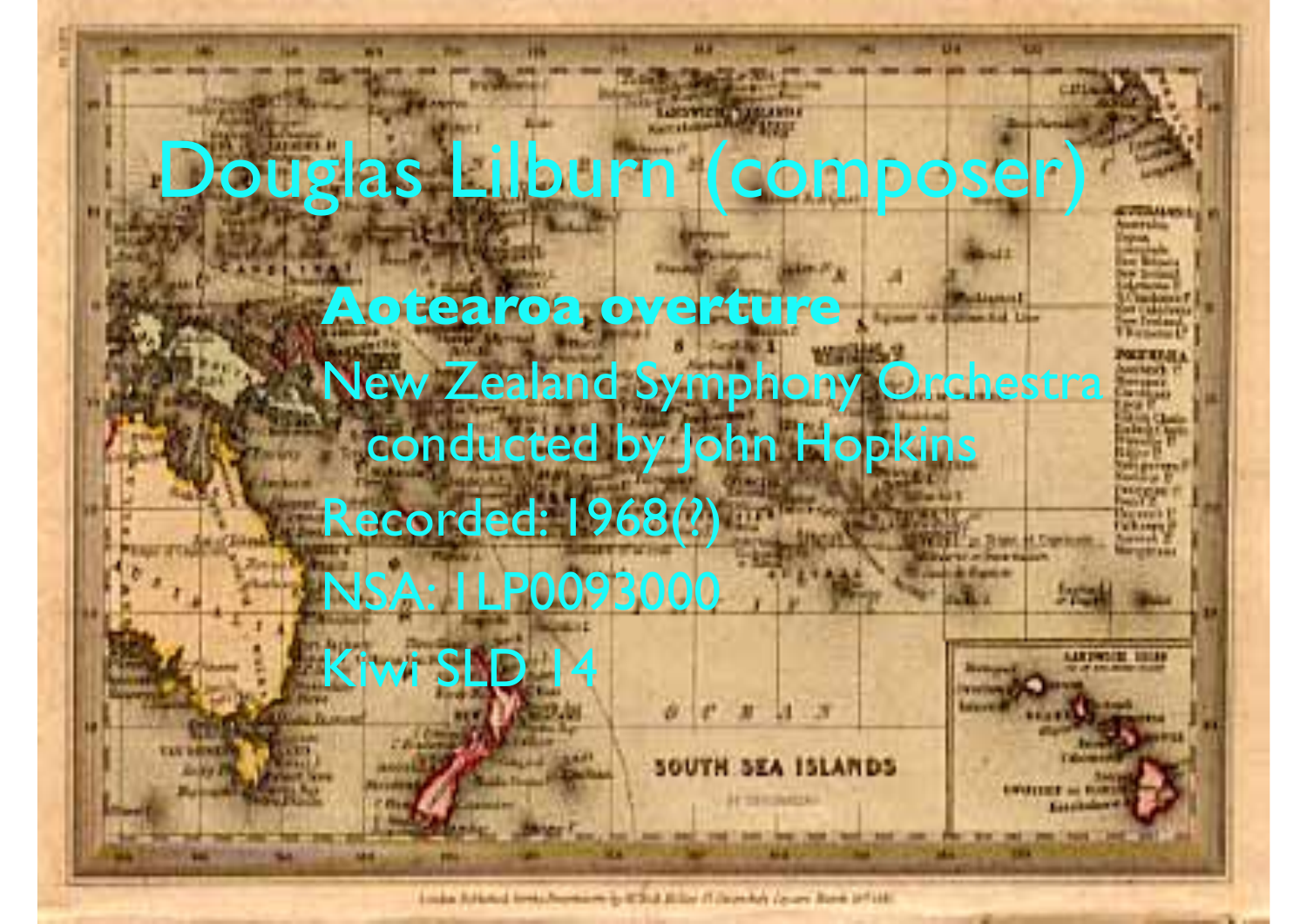# Douglas Lilburn (composer)

**Aotearoa overture**

New Zealand Symphony Orchestra conducted by John Hopkins

Recorded: 1968(?)

NSA: 1LP0093000

Kiwi SLD 14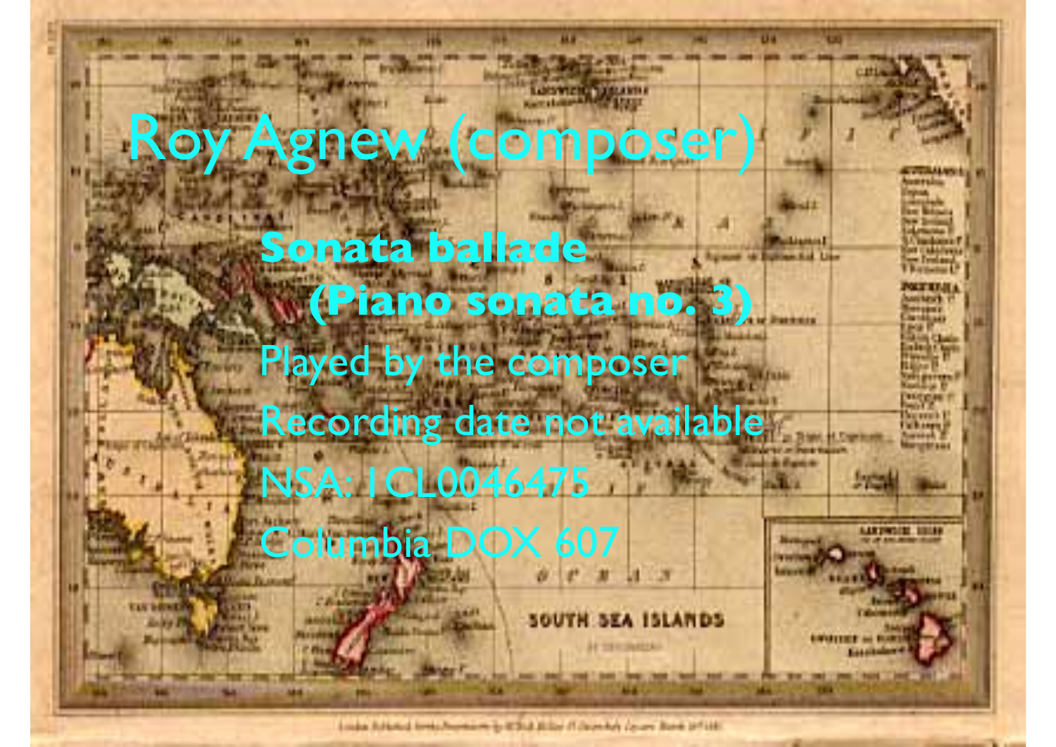# Roy Agnew (composer)

**Sonata ballade (Piano sonata no. 3)**

Played by the composer

Recording date not available

NSA: 1CL0046475

Columbia DOX 607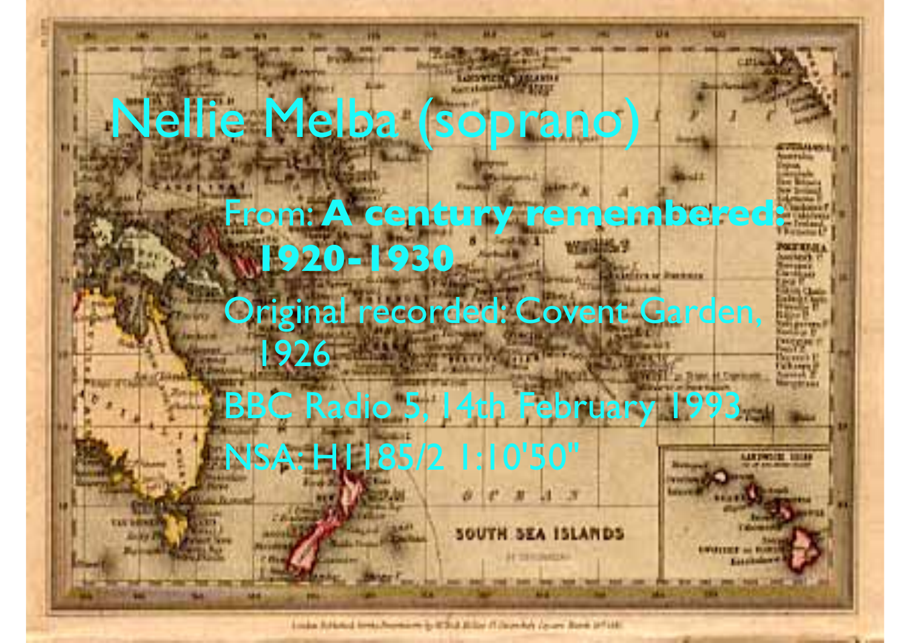# Nellie Melba (soprano)

- From: **A century remembered: 1920-1930**
- Original recorded: Covent Garden, 1926
- BBC Radio 5, 14th February 1993
- NSA: H1185/2 1:10'50"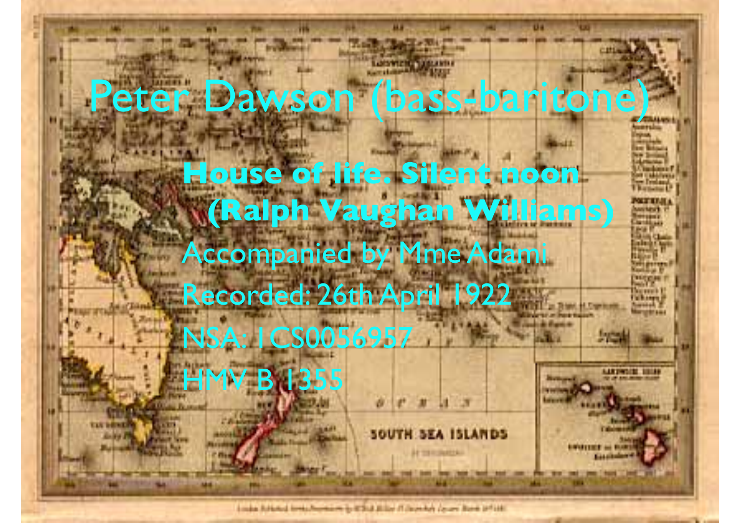# Peter Dawson (bass-baritone)

**House of life. Silent noon (Ralph Vaughan Williams)**

Accompanied by Mme Adami

Recorded: 26th April 1922

NSA: 1CS0056957

HMV B 1355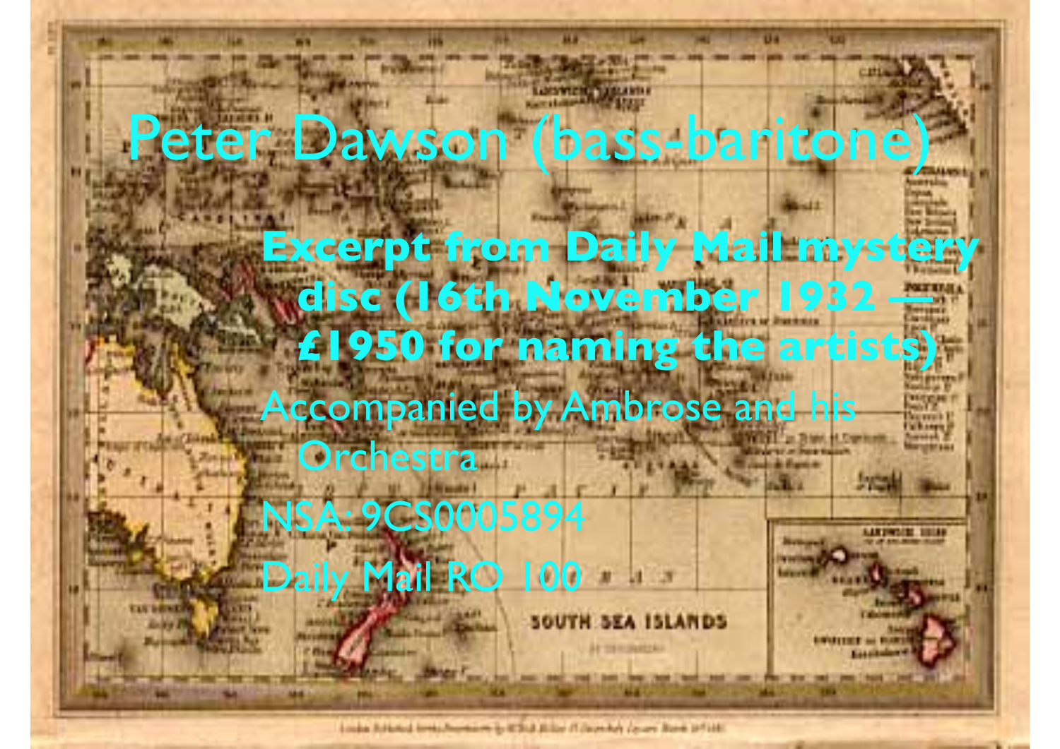# Peter Dawson (bass-baritone)

- **Excerpt from Daily Mail mystery disc (16th November 1932 — £1950 for naming the artists)**
- Accompanied by Ambrose and his Orchestra
- NSA: 9CS0005894
- Daily Mail RO 100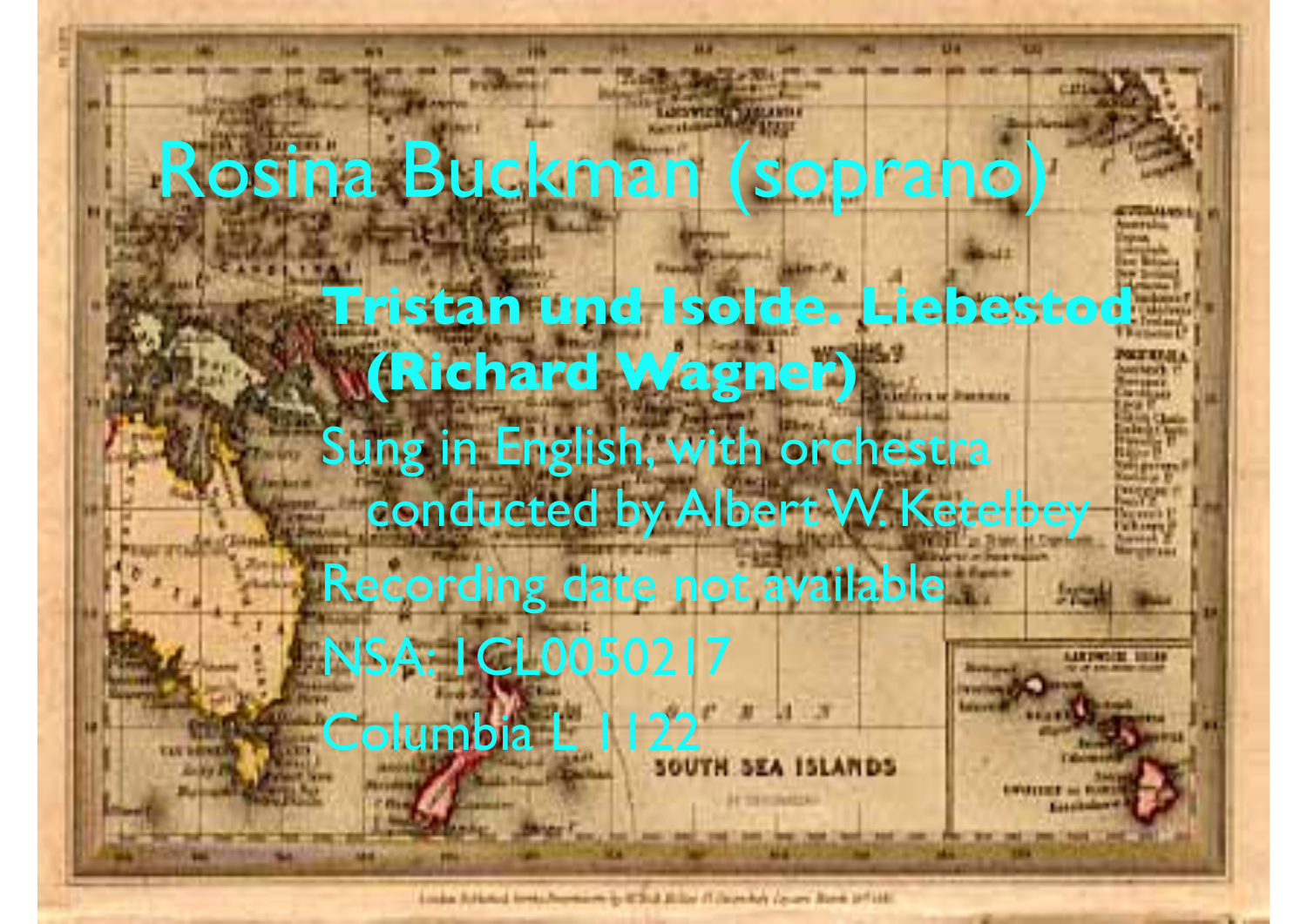# Rosina Buckman (soprano)

**Tristan und Isolde. Liebestod (Richard Wagner)**

Sung in English, with orchestra conducted by Albert W. Ketelbey

Recording date not available

NSA: 1CL0050217

Columbia L 1122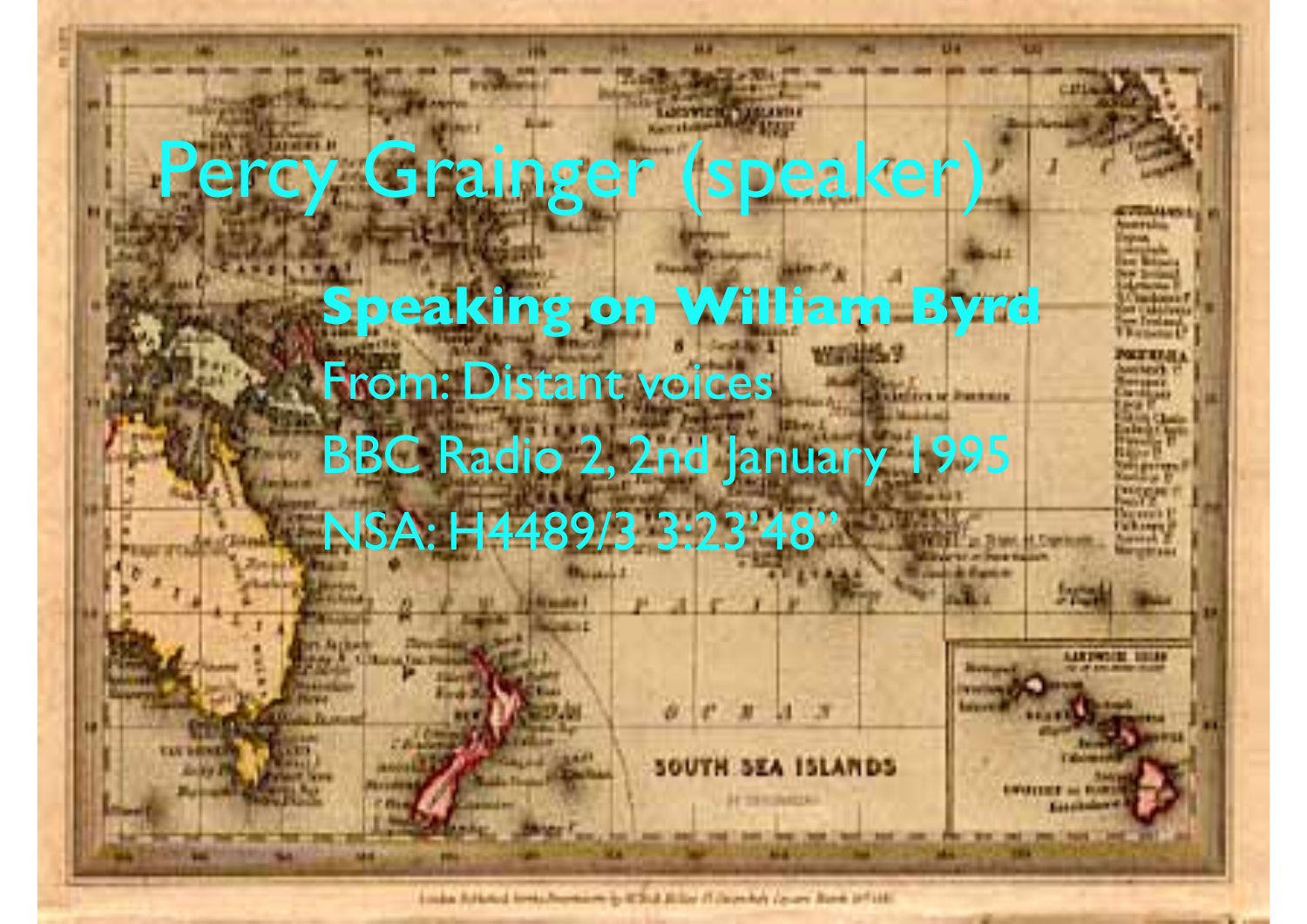# Percy Grainger (speaker)

**Speaking on William Byrd**

From: Distant voices

BBC Radio 2, 2nd January 1995

NSA: H4489/3 3:23'48"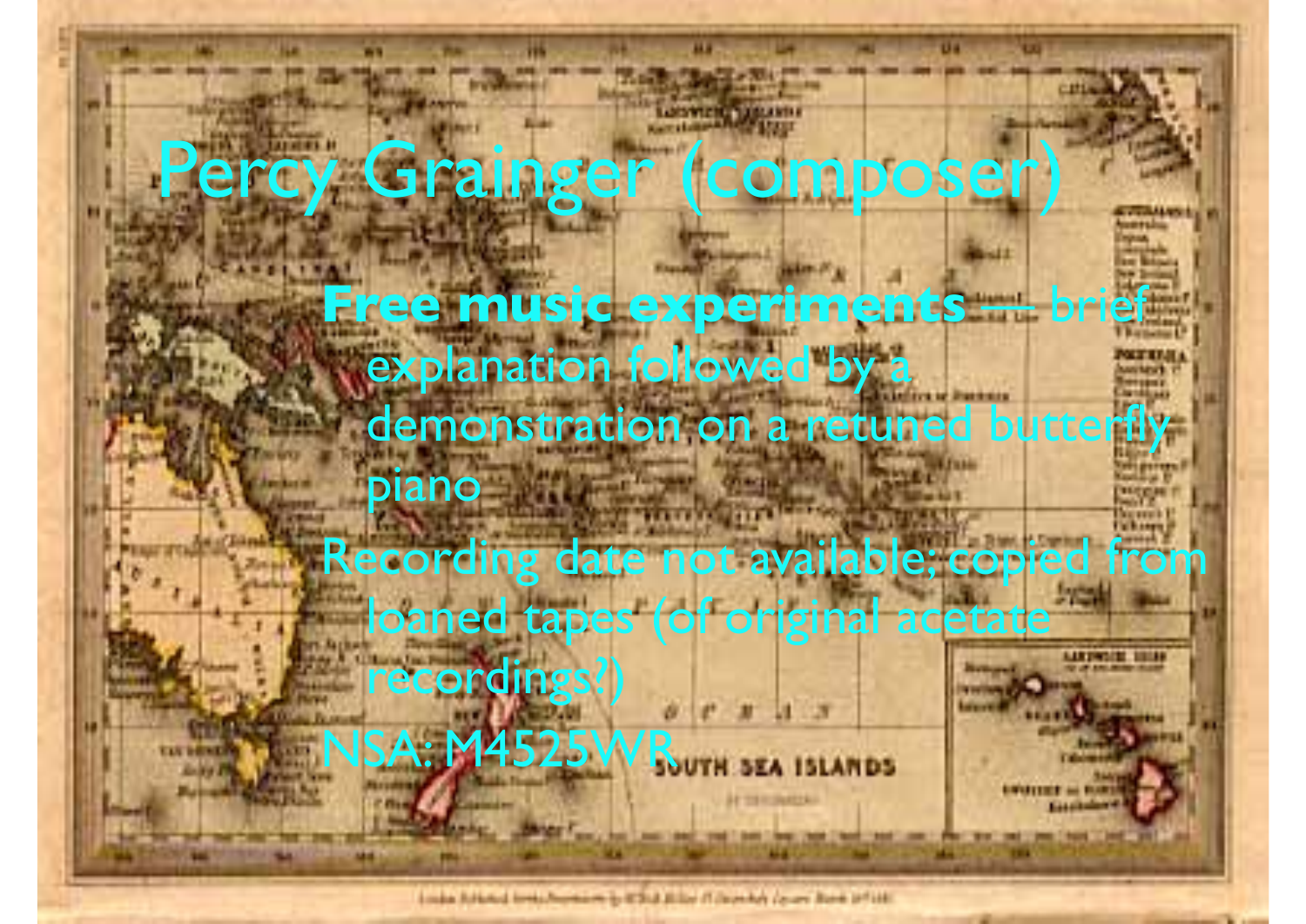# Percy Grainger (composer)

- **Free music experiments** — brief explanation followed by a demonstration on a retuned butterfly piano
- Recording date not available; copied from loaned tapes (of original acetate recordings?)
- NSA: M4525WR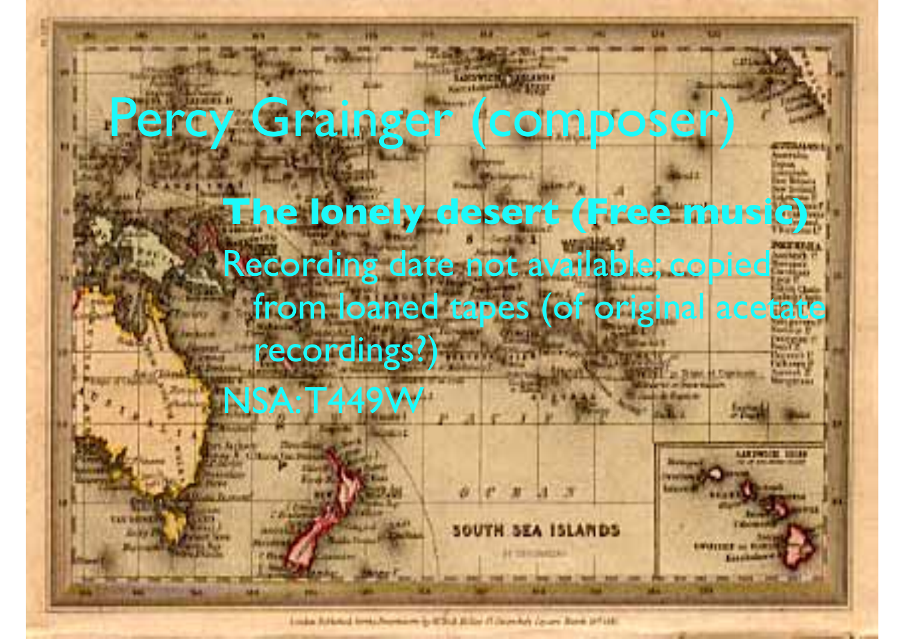# Percy Grainger (composer)

**The lonely desert (Free music)**

Recording date not available; copied from loaned tapes (of original acetate recordings?)

NSA: T449W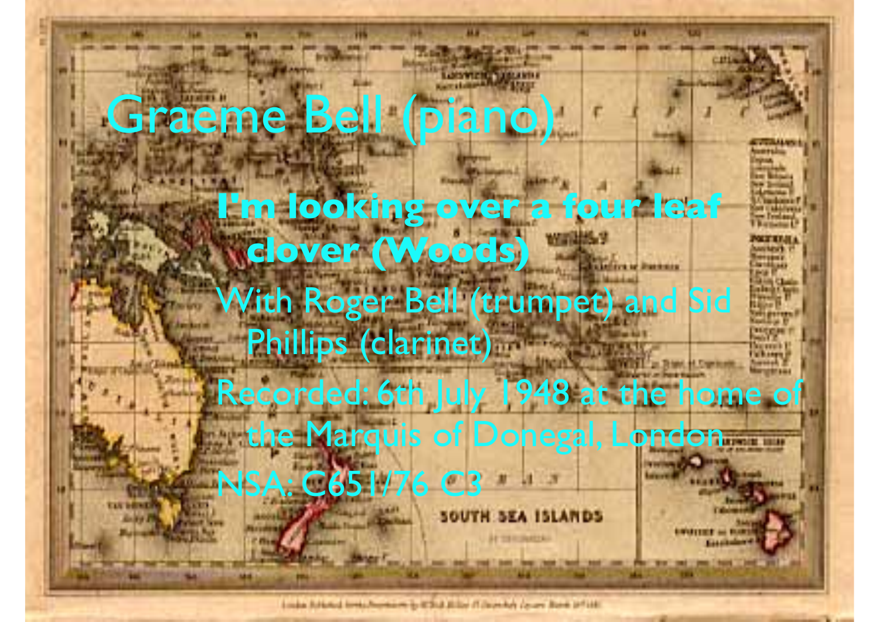# Graeme Bell (piano)

- **I'm looking over a four leaf clover (Woods)**
- With Roger Bell (trumpet) and Sid Phillips (clarinet)
- Recorded: 6th July 1948 at the home of the Marquis of Donegal, London
- NSA: C651/76 C3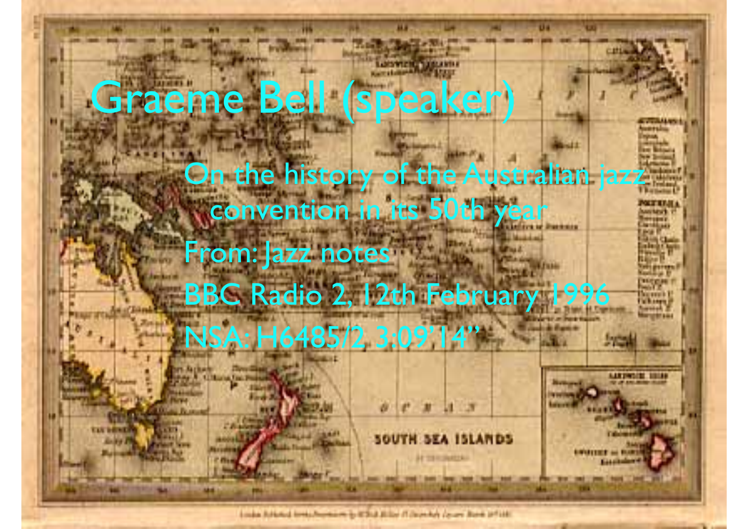# Graeme Bell (speaker)

- On the history of the Australian jazz convention in its 50th year
- From: Jazz notes
- BBC Radio 2, 12th February 1996
- NSA: H6485/2 3:09'14"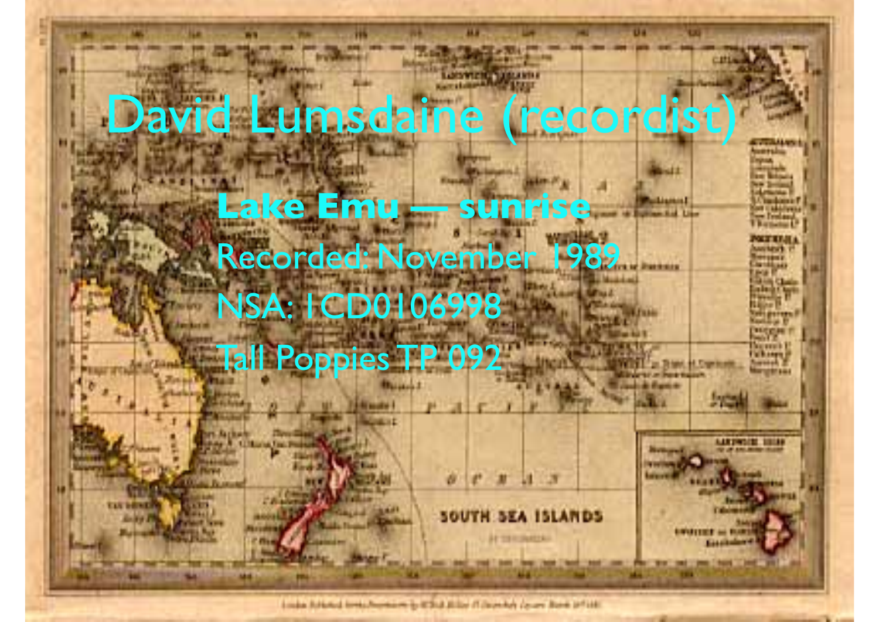# David Lumsdaine (recordist)

**Lake Emu — sunrise**

Recorded: November 1989

NSA: 1CD0106998

Tall Poppies TP 092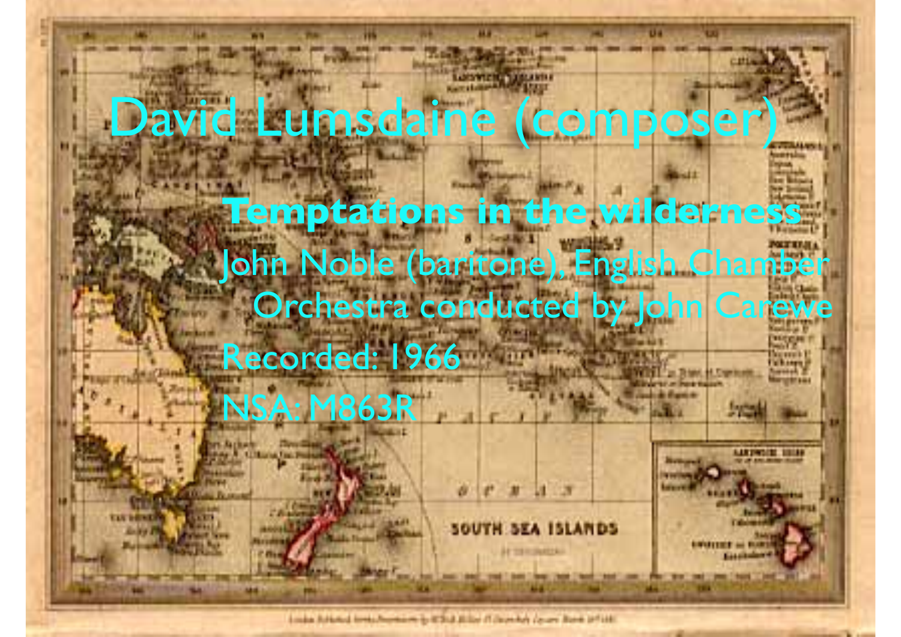# David Lumsdaine (composer)

**Temptations in the wilderness**

John Noble (baritone), English Chamber Orchestra conducted by John Carewe

Recorded: 1966

NSA: M863R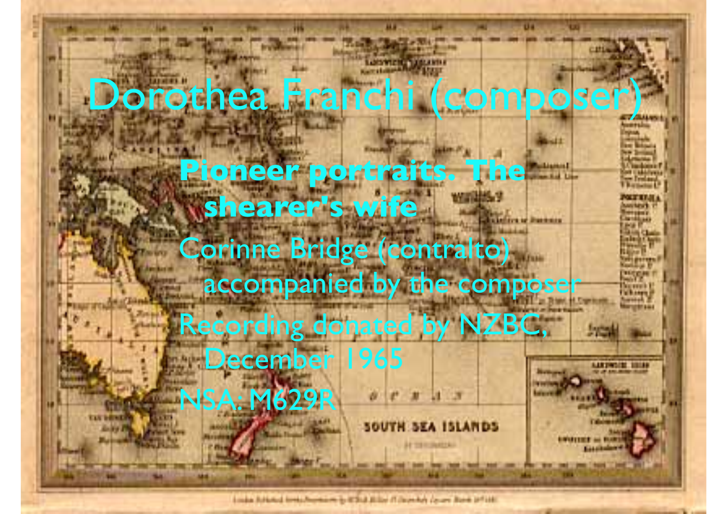# Dorothea Franchi (composer)

**Pioneer portraits. The shearer's wife**

Corinne Bridge (contralto) accompanied by the composer

Recording donated by NZBC, December 1965

NSA: M629R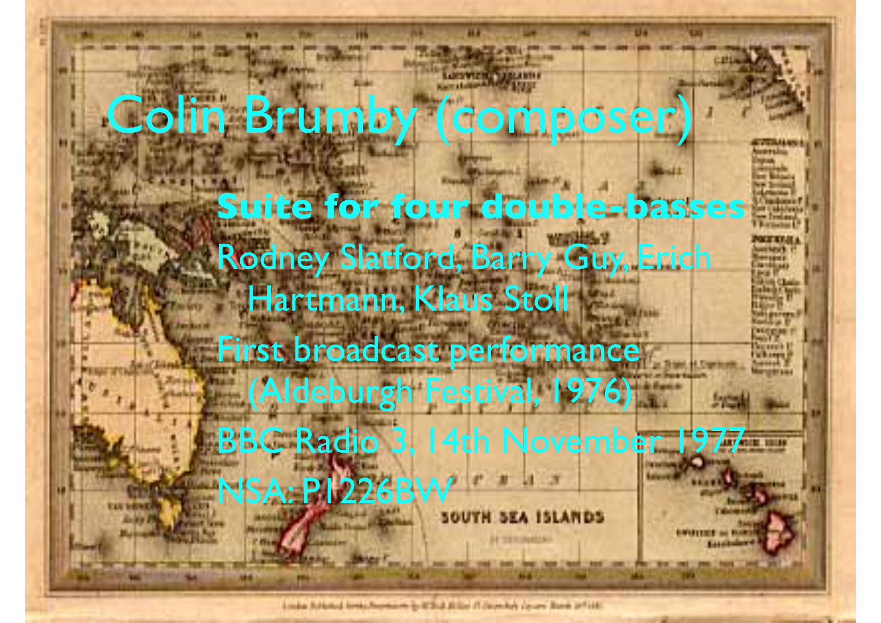# Colin Brumby (composer)

**Suite for four double-basses**

- Rodney Slatford, Barry Guy, Erich Hartmann, Klaus Stoll
- First broadcast performance (Aldeburgh Festival, 1976)
- BBC Radio 3, 14th November 1977
- NSA: P1226BW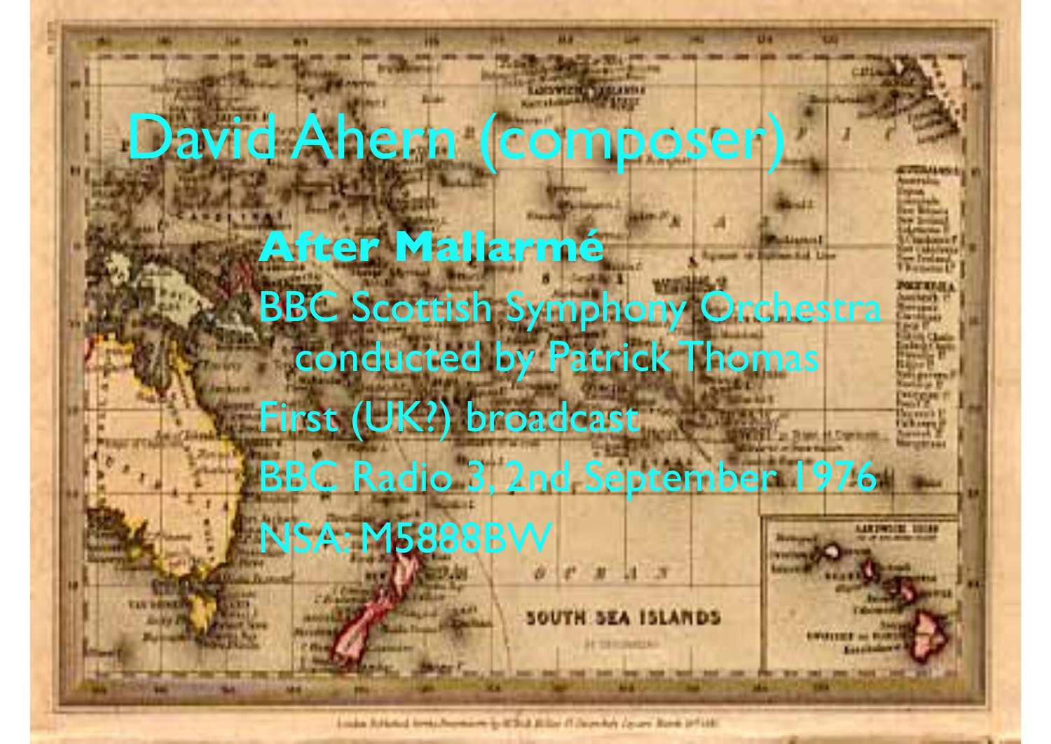# David Ahern (composer)

**After Mallarmé**

BBC Scottish Symphony Orchestra conducted by Patrick Thomas

First (UK?) broadcast

BBC Radio 3, 2nd September 1976

NSA: M5888BW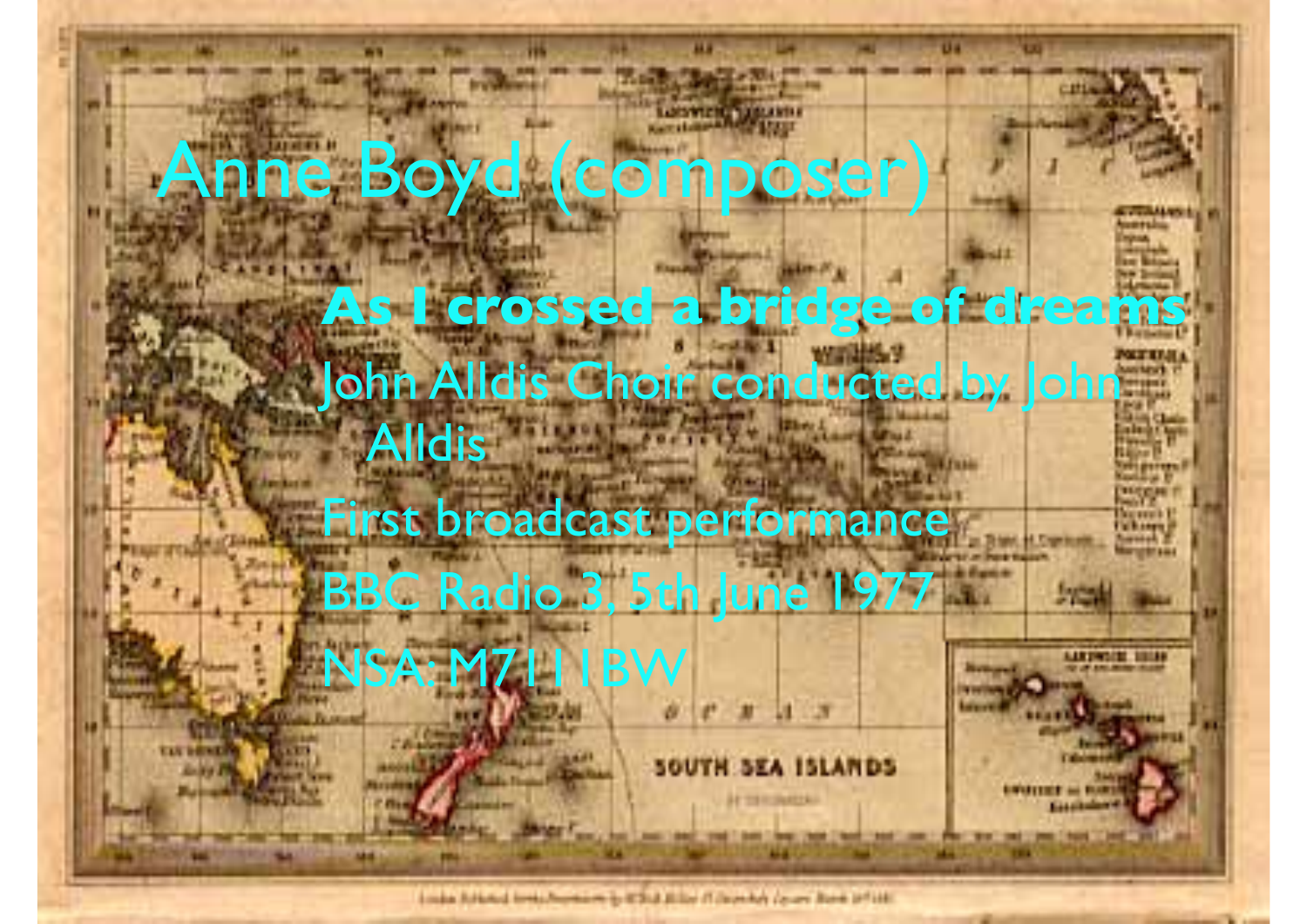# Anne Boyd (composer)

**As I crossed a bridge of dreams**

John Alldis Choir conducted by John Alldis

First broadcast performance

BBC Radio 3, 5th June 1977

NSA: M7111BW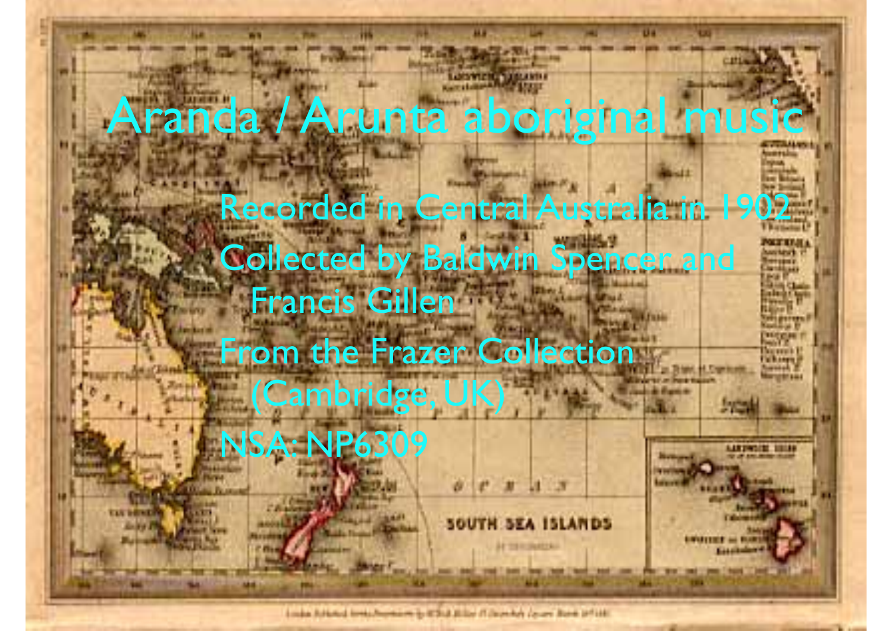# Aranda / Arunta aboriginal music

- Recorded in Central Australia in 1902
- Collected by Baldwin Spencer and Francis Gillen
- From the Frazer Collection (Cambridge, UK)
- NSA: NP6309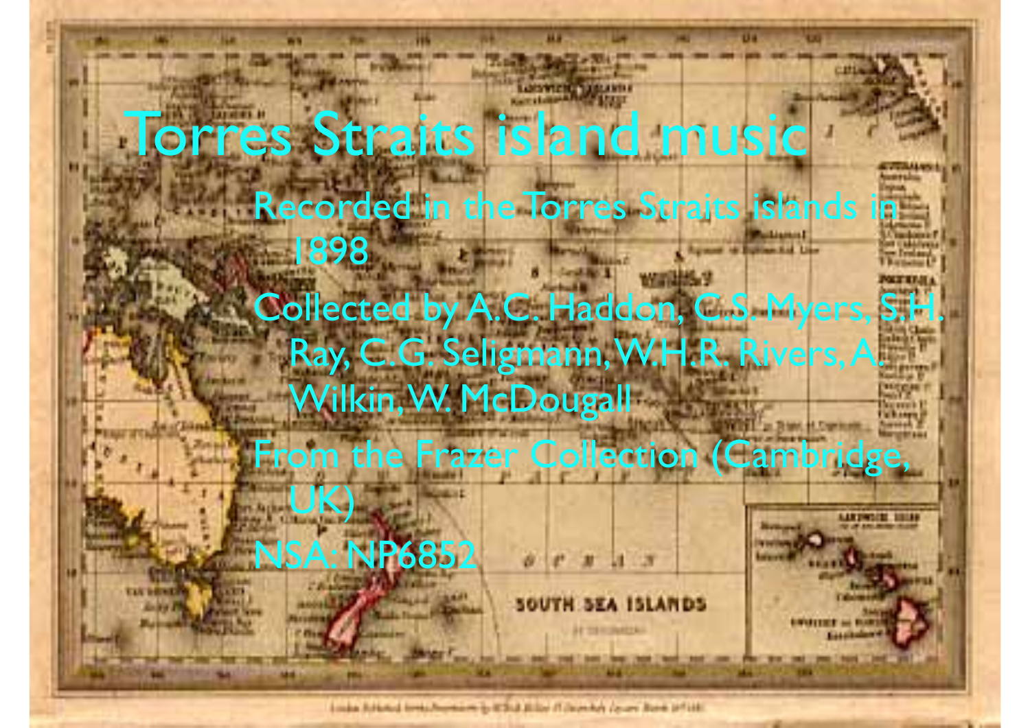# Torres Straits island music

- Recorded in the Torres Straits islands in 1898
- Collected by A.C. Haddon, C.S. Myers, S.H. Ray, C.G. Seligmann, W.H.R. Rivers, A. Wilkin, W. McDougall
- From the Frazer Collection (Cambridge, UK)
- NSA: NP6852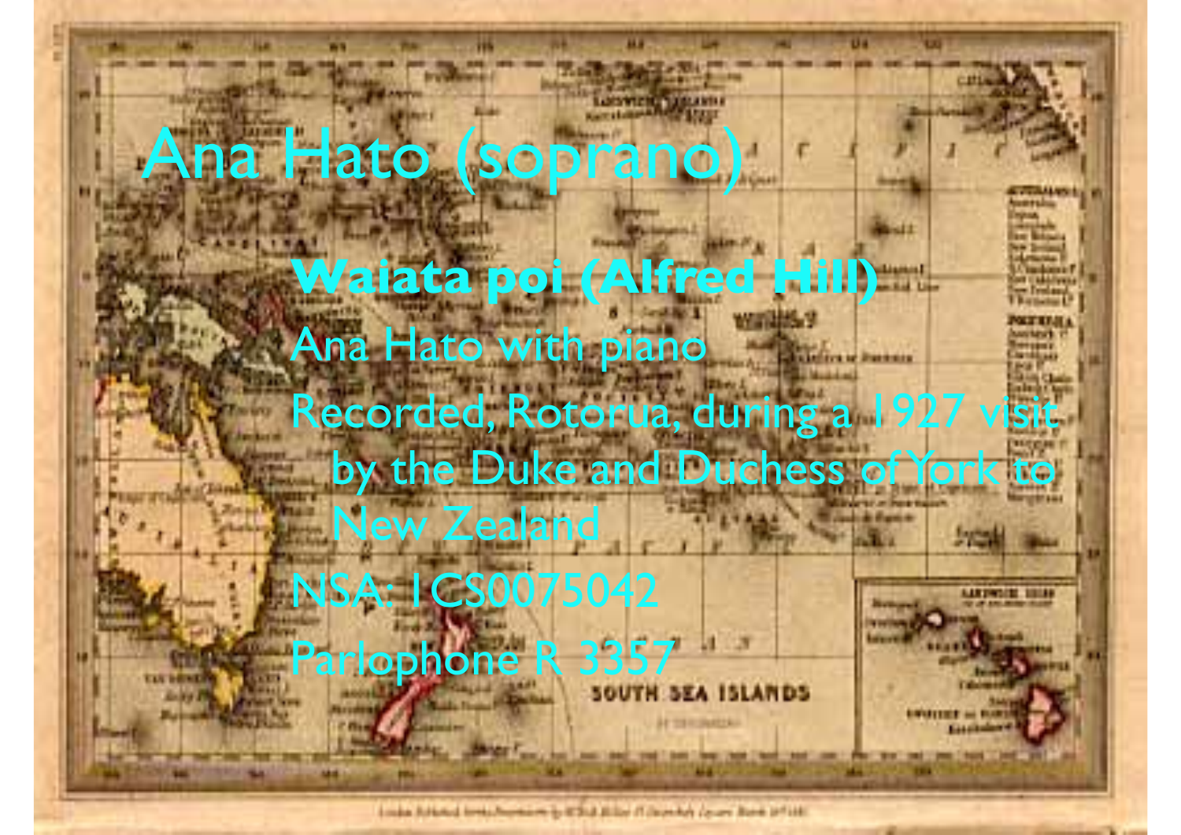# Ana Hato (soprano)

**Waiata poi (Alfred Hill)**

Ana Hato with piano

Recorded, Rotorua, during a 1927 visit by the Duke and Duchess of York to New Zealand

NSA: 1CS0075042

Parlophone R 3357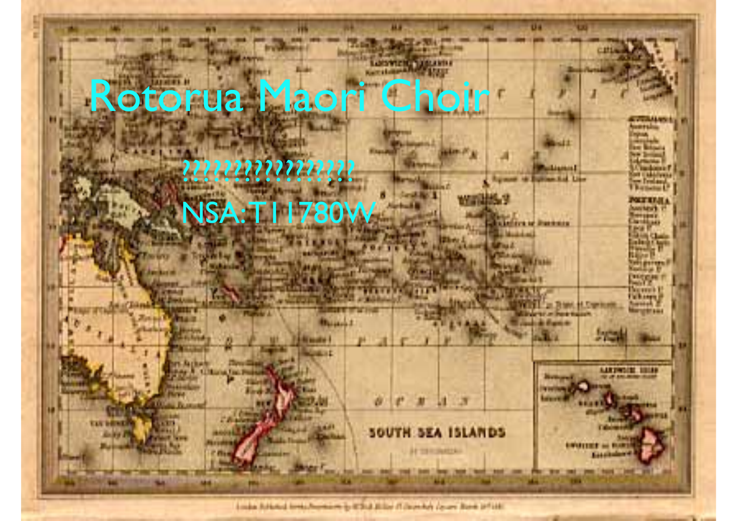# Rotorua Maori Choir

????????????????

NSA: T11780W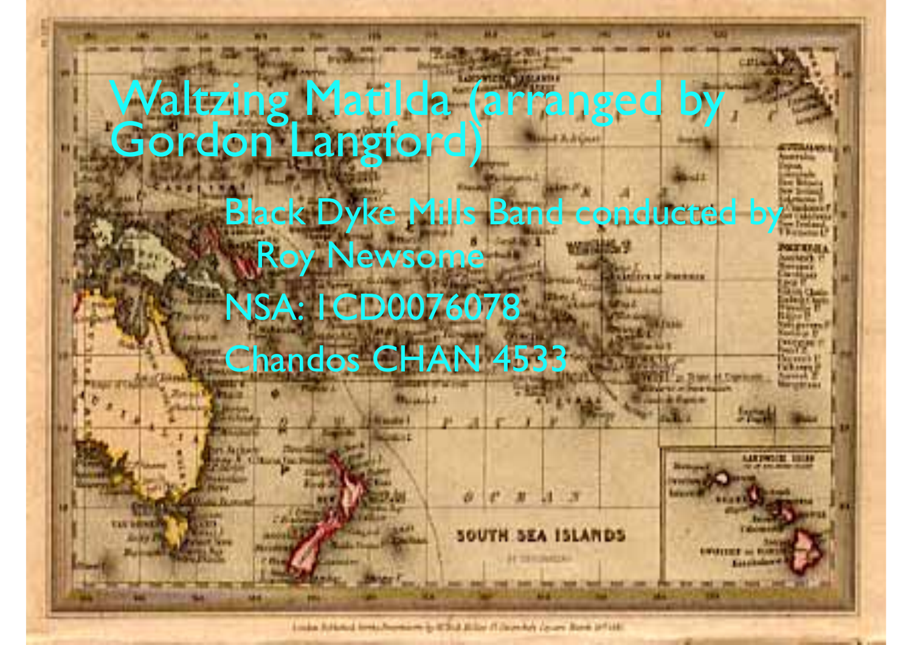# Waltzing Matilda (arranged by Gordon Langford)

Black Dyke Mills Band conducted by Roy Newsome

NSA: 1CD0076078

Chandos CHAN 4533